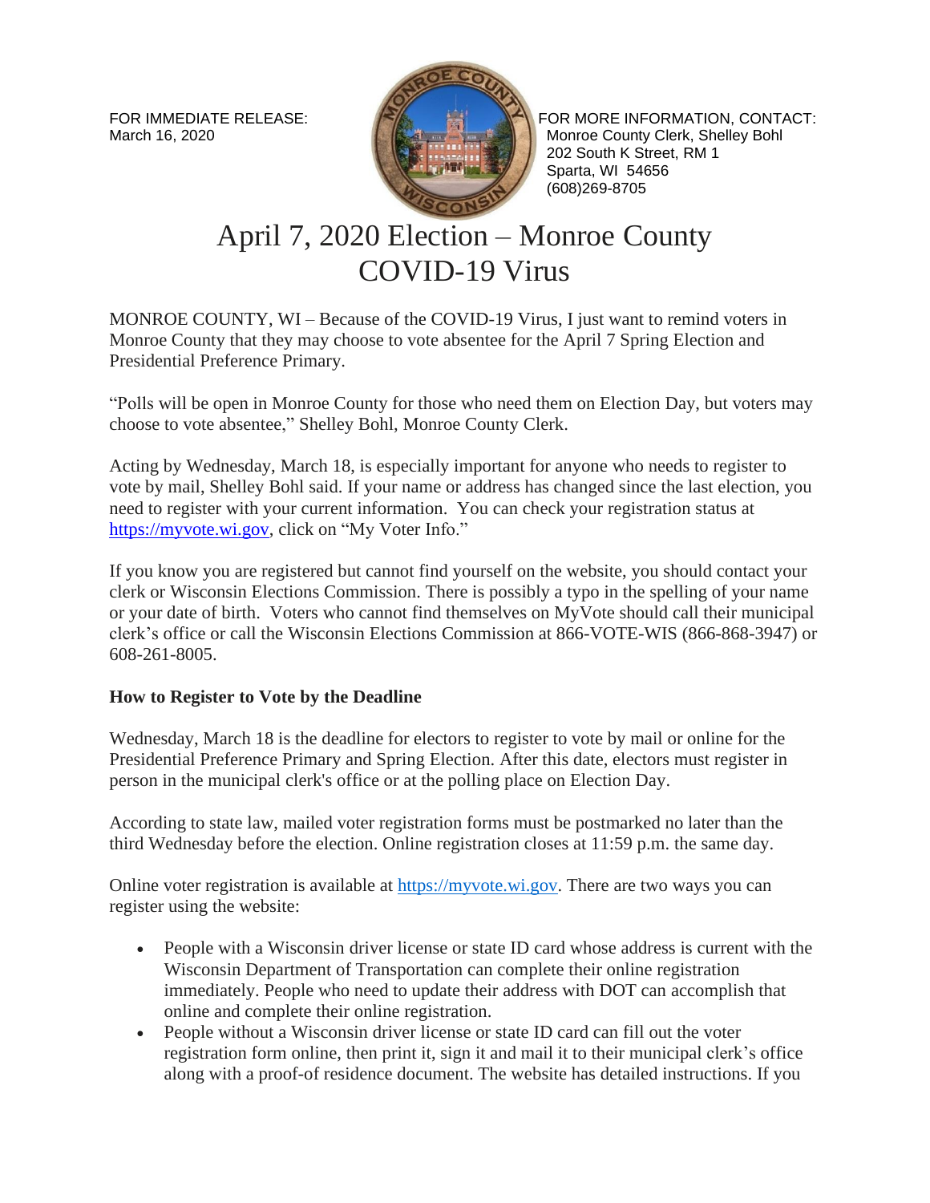FOR IMMEDIATE RELEASE:
March 16, 2020

FOR MORE INFORMATION, CONTACT:
Monroe County Clerk, Shelley Bohl
202 South K Street, RM 1
Sparta, WI 54656
(608)269-8705

# April 7, 2020 Election – Monroe County COVID-19 Virus

MONROE COUNTY, WI – Because of the COVID-19 Virus, I just want to remind voters in Monroe County that they may choose to vote absentee for the April 7 Spring Election and Presidential Preference Primary.

"Polls will be open in Monroe County for those who need them on Election Day, but voters may choose to vote absentee," Shelley Bohl, Monroe County Clerk.

Acting by Wednesday, March 18, is especially important for anyone who needs to register to vote by mail, Shelley Bohl said. If your name or address has changed since the last election, you need to register with your current information. You can check your registration status at https://myvote.wi.gov, click on "My Voter Info."

If you know you are registered but cannot find yourself on the website, you should contact your clerk or Wisconsin Elections Commission. There is possibly a typo in the spelling of your name or your date of birth. Voters who cannot find themselves on MyVote should call their municipal clerk's office or call the Wisconsin Elections Commission at 866-VOTE-WIS (866-868-3947) or 608-261-8005.

**How to Register to Vote by the Deadline**

Wednesday, March 18 is the deadline for electors to register to vote by mail or online for the Presidential Preference Primary and Spring Election. After this date, electors must register in person in the municipal clerk's office or at the polling place on Election Day.

According to state law, mailed voter registration forms must be postmarked no later than the third Wednesday before the election. Online registration closes at 11:59 p.m. the same day.

Online voter registration is available at https://myvote.wi.gov. There are two ways you can register using the website:

- People with a Wisconsin driver license or state ID card whose address is current with the Wisconsin Department of Transportation can complete their online registration immediately. People who need to update their address with DOT can accomplish that online and complete their online registration.
- People without a Wisconsin driver license or state ID card can fill out the voter registration form online, then print it, sign it and mail it to their municipal clerk's office along with a proof-of residence document. The website has detailed instructions. If you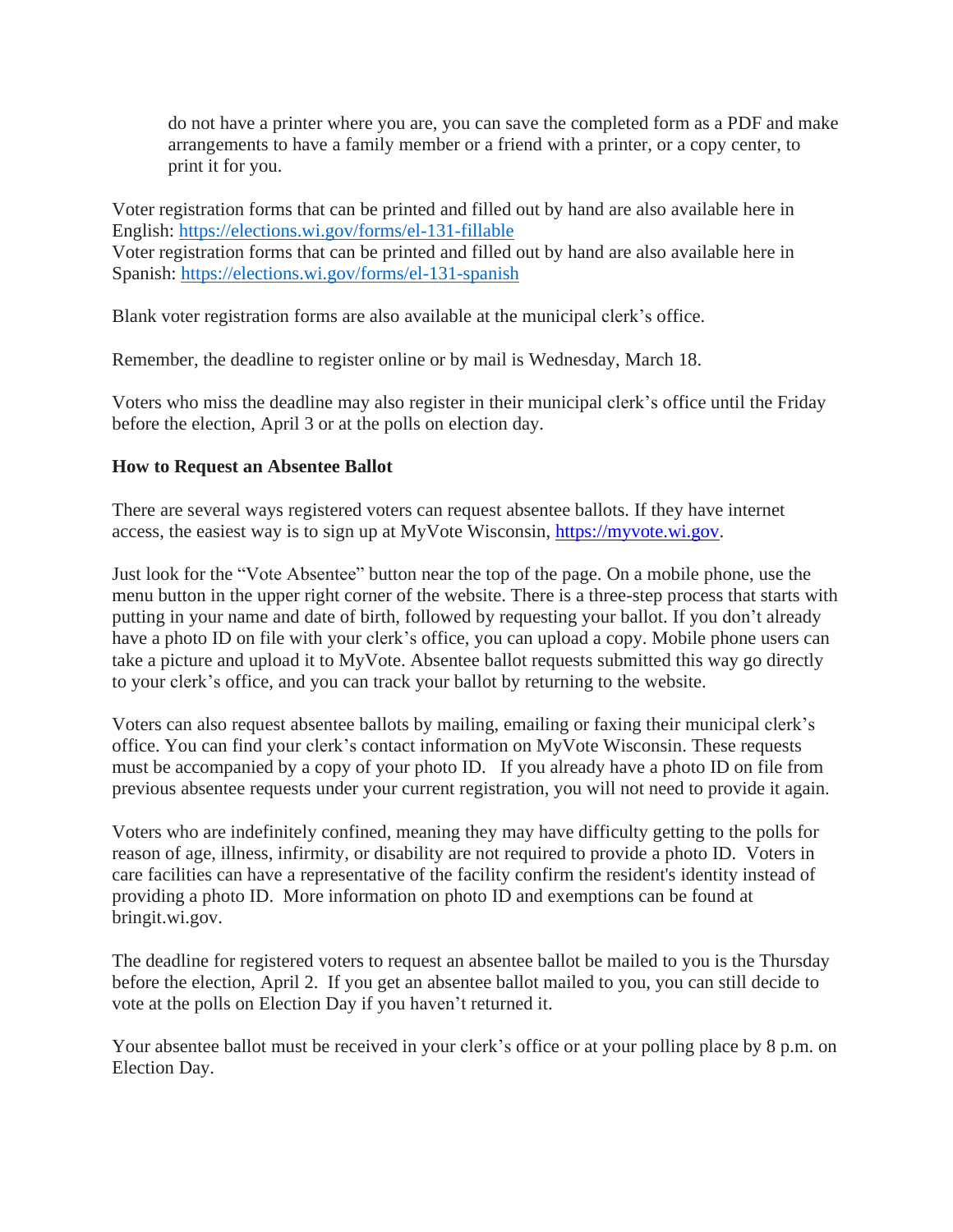do not have a printer where you are, you can save the completed form as a PDF and make arrangements to have a family member or a friend with a printer, or a copy center, to print it for you.

Voter registration forms that can be printed and filled out by hand are also available here in English: https://elections.wi.gov/forms/el-131-fillable
Voter registration forms that can be printed and filled out by hand are also available here in Spanish: https://elections.wi.gov/forms/el-131-spanish

Blank voter registration forms are also available at the municipal clerk's office.

Remember, the deadline to register online or by mail is Wednesday, March 18.

Voters who miss the deadline may also register in their municipal clerk's office until the Friday before the election, April 3 or at the polls on election day.

**How to Request an Absentee Ballot**

There are several ways registered voters can request absentee ballots. If they have internet access, the easiest way is to sign up at MyVote Wisconsin, https://myvote.wi.gov.

Just look for the "Vote Absentee" button near the top of the page. On a mobile phone, use the menu button in the upper right corner of the website. There is a three-step process that starts with putting in your name and date of birth, followed by requesting your ballot. If you don't already have a photo ID on file with your clerk's office, you can upload a copy. Mobile phone users can take a picture and upload it to MyVote. Absentee ballot requests submitted this way go directly to your clerk's office, and you can track your ballot by returning to the website.

Voters can also request absentee ballots by mailing, emailing or faxing their municipal clerk's office. You can find your clerk's contact information on MyVote Wisconsin. These requests must be accompanied by a copy of your photo ID. If you already have a photo ID on file from previous absentee requests under your current registration, you will not need to provide it again.

Voters who are indefinitely confined, meaning they may have difficulty getting to the polls for reason of age, illness, infirmity, or disability are not required to provide a photo ID. Voters in care facilities can have a representative of the facility confirm the resident's identity instead of providing a photo ID. More information on photo ID and exemptions can be found at bringit.wi.gov.

The deadline for registered voters to request an absentee ballot be mailed to you is the Thursday before the election, April 2. If you get an absentee ballot mailed to you, you can still decide to vote at the polls on Election Day if you haven't returned it.

Your absentee ballot must be received in your clerk's office or at your polling place by 8 p.m. on Election Day.